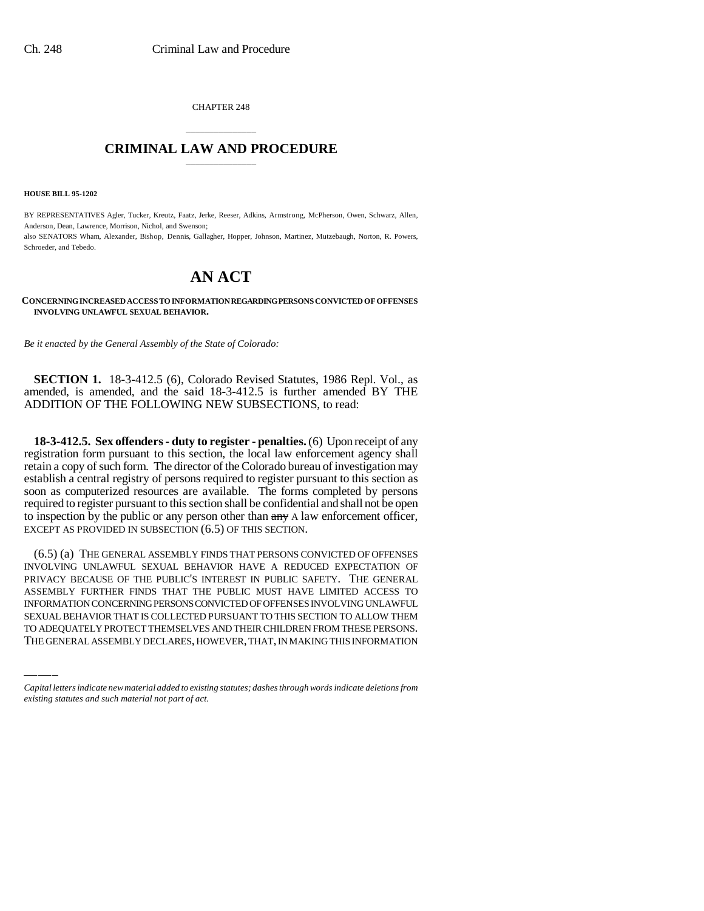CHAPTER 248

# CRIMINAL LAW AND PROCEDURE

**HOUSE BILL 95-1202**

BY REPRESENTATIVES Agler, Tucker, Kreutz, Faatz, Jerke, Reeser, Adkins, Armstrong, McPherson, Owen, Schwarz, Allen, Anderson, Dean, Lawrence, Morrison, Nichol, and Swenson;
also SENATORS Wham, Alexander, Bishop, Dennis, Gallagher, Hopper, Johnson, Martinez, Mutzebaugh, Norton, R. Powers, Schroeder, and Tebedo.

# AN ACT

**CONCERNING INCREASED ACCESS TO INFORMATION REGARDING PERSONS CONVICTED OF OFFENSES INVOLVING UNLAWFUL SEXUAL BEHAVIOR.**

*Be it enacted by the General Assembly of the State of Colorado:*

**SECTION 1.** 18-3-412.5 (6), Colorado Revised Statutes, 1986 Repl. Vol., as amended, is amended, and the said 18-3-412.5 is further amended BY THE ADDITION OF THE FOLLOWING NEW SUBSECTIONS, to read:

**18-3-412.5. Sex offenders - duty to register - penalties.** (6) Upon receipt of any registration form pursuant to this section, the local law enforcement agency shall retain a copy of such form. The director of the Colorado bureau of investigation may establish a central registry of persons required to register pursuant to this section as soon as computerized resources are available. The forms completed by persons required to register pursuant to this section shall be confidential and shall not be open to inspection by the public or any person other than ~~any~~ A law enforcement officer, EXCEPT AS PROVIDED IN SUBSECTION (6.5) OF THIS SECTION.

(6.5) (a) THE GENERAL ASSEMBLY FINDS THAT PERSONS CONVICTED OF OFFENSES INVOLVING UNLAWFUL SEXUAL BEHAVIOR HAVE A REDUCED EXPECTATION OF PRIVACY BECAUSE OF THE PUBLIC'S INTEREST IN PUBLIC SAFETY. THE GENERAL ASSEMBLY FURTHER FINDS THAT THE PUBLIC MUST HAVE LIMITED ACCESS TO INFORMATION CONCERNING PERSONS CONVICTED OF OFFENSES INVOLVING UNLAWFUL SEXUAL BEHAVIOR THAT IS COLLECTED PURSUANT TO THIS SECTION TO ALLOW THEM TO ADEQUATELY PROTECT THEMSELVES AND THEIR CHILDREN FROM THESE PERSONS. THE GENERAL ASSEMBLY DECLARES, HOWEVER, THAT, IN MAKING THIS INFORMATION

*Capital letters indicate new material added to existing statutes; dashes through words indicate deletions from existing statutes and such material not part of act.*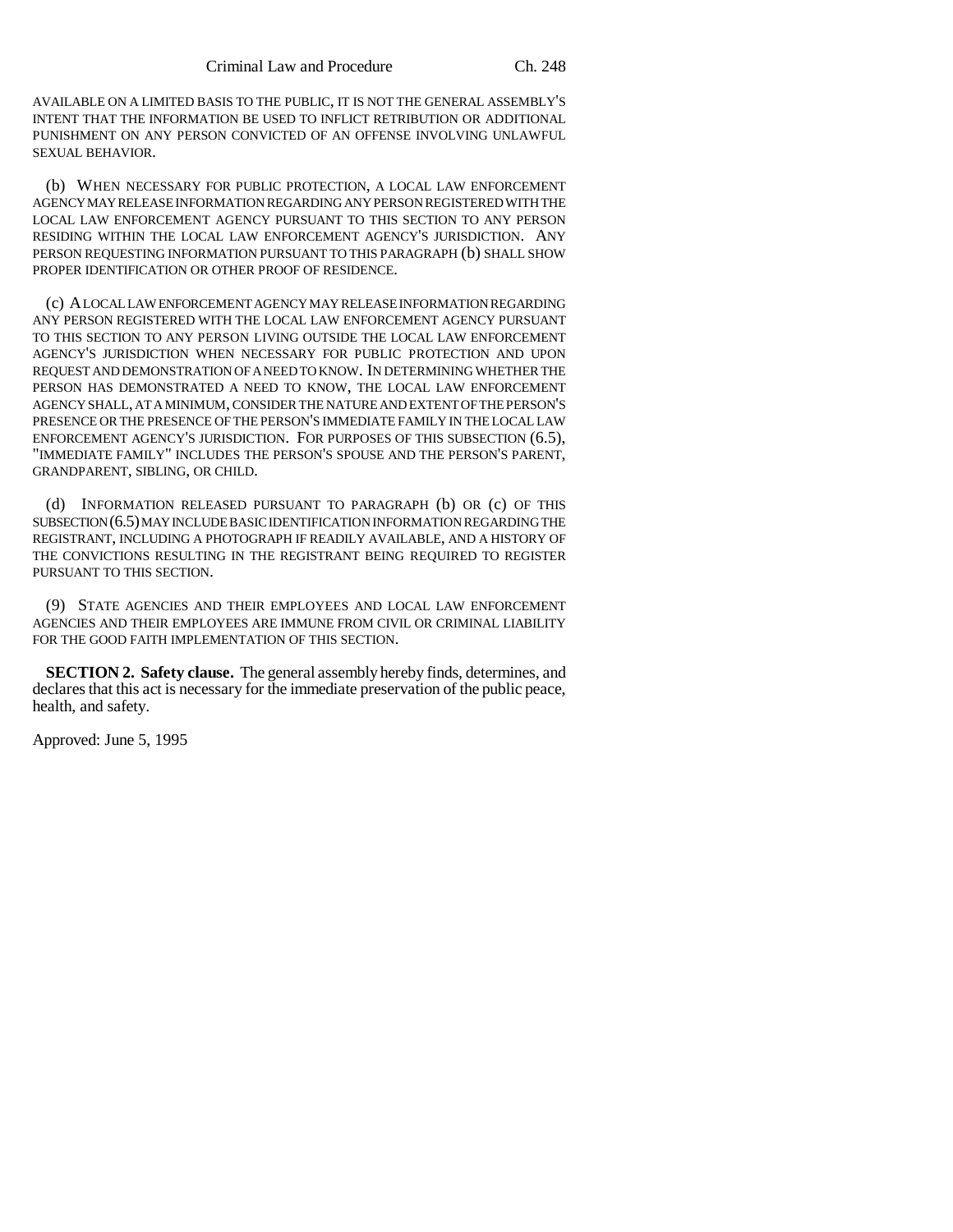AVAILABLE ON A LIMITED BASIS TO THE PUBLIC, IT IS NOT THE GENERAL ASSEMBLY'S INTENT THAT THE INFORMATION BE USED TO INFLICT RETRIBUTION OR ADDITIONAL PUNISHMENT ON ANY PERSON CONVICTED OF AN OFFENSE INVOLVING UNLAWFUL SEXUAL BEHAVIOR.

(b) WHEN NECESSARY FOR PUBLIC PROTECTION, A LOCAL LAW ENFORCEMENT AGENCY MAY RELEASE INFORMATION REGARDING ANY PERSON REGISTERED WITH THE LOCAL LAW ENFORCEMENT AGENCY PURSUANT TO THIS SECTION TO ANY PERSON RESIDING WITHIN THE LOCAL LAW ENFORCEMENT AGENCY'S JURISDICTION. ANY PERSON REQUESTING INFORMATION PURSUANT TO THIS PARAGRAPH (b) SHALL SHOW PROPER IDENTIFICATION OR OTHER PROOF OF RESIDENCE.

(c) A LOCAL LAW ENFORCEMENT AGENCY MAY RELEASE INFORMATION REGARDING ANY PERSON REGISTERED WITH THE LOCAL LAW ENFORCEMENT AGENCY PURSUANT TO THIS SECTION TO ANY PERSON LIVING OUTSIDE THE LOCAL LAW ENFORCEMENT AGENCY'S JURISDICTION WHEN NECESSARY FOR PUBLIC PROTECTION AND UPON REQUEST AND DEMONSTRATION OF A NEED TO KNOW. IN DETERMINING WHETHER THE PERSON HAS DEMONSTRATED A NEED TO KNOW, THE LOCAL LAW ENFORCEMENT AGENCY SHALL, AT A MINIMUM, CONSIDER THE NATURE AND EXTENT OF THE PERSON'S PRESENCE OR THE PRESENCE OF THE PERSON'S IMMEDIATE FAMILY IN THE LOCAL LAW ENFORCEMENT AGENCY'S JURISDICTION. FOR PURPOSES OF THIS SUBSECTION (6.5), "IMMEDIATE FAMILY" INCLUDES THE PERSON'S SPOUSE AND THE PERSON'S PARENT, GRANDPARENT, SIBLING, OR CHILD.

(d) INFORMATION RELEASED PURSUANT TO PARAGRAPH (b) OR (c) OF THIS SUBSECTION (6.5) MAY INCLUDE BASIC IDENTIFICATION INFORMATION REGARDING THE REGISTRANT, INCLUDING A PHOTOGRAPH IF READILY AVAILABLE, AND A HISTORY OF THE CONVICTIONS RESULTING IN THE REGISTRANT BEING REQUIRED TO REGISTER PURSUANT TO THIS SECTION.

(9) STATE AGENCIES AND THEIR EMPLOYEES AND LOCAL LAW ENFORCEMENT AGENCIES AND THEIR EMPLOYEES ARE IMMUNE FROM CIVIL OR CRIMINAL LIABILITY FOR THE GOOD FAITH IMPLEMENTATION OF THIS SECTION.

**SECTION 2. Safety clause.** The general assembly hereby finds, determines, and declares that this act is necessary for the immediate preservation of the public peace, health, and safety.

Approved: June 5, 1995